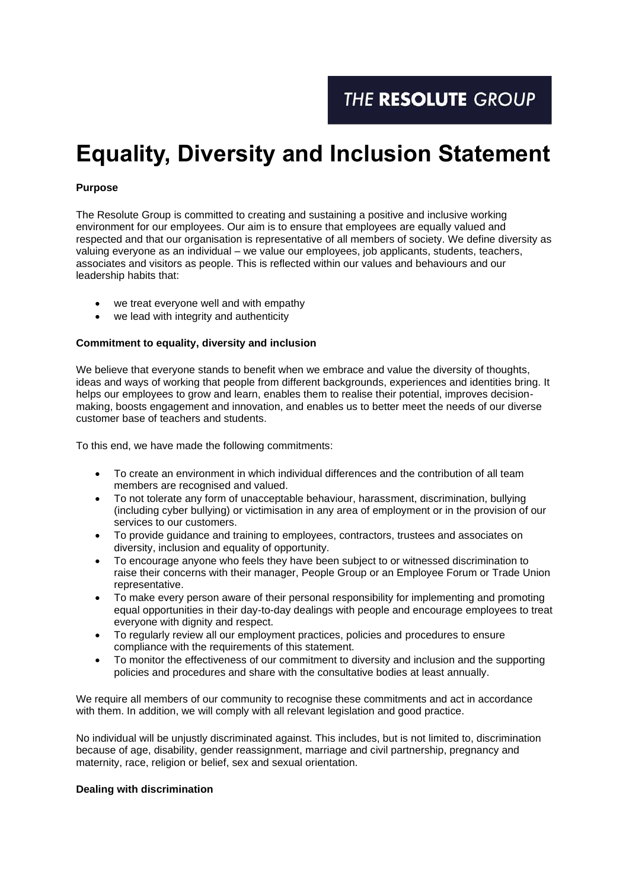THE **RESOLUTE** GROUP

# Equality, Diversity and Inclusion Statement

**Purpose**

The Resolute Group is committed to creating and sustaining a positive and inclusive working environment for our employees. Our aim is to ensure that employees are equally valued and respected and that our organisation is representative of all members of society. We define diversity as valuing everyone as an individual – we value our employees, job applicants, students, teachers, associates and visitors as people. This is reflected within our values and behaviours and our leadership habits that:

- we treat everyone well and with empathy
- we lead with integrity and authenticity

**Commitment to equality, diversity and inclusion**

We believe that everyone stands to benefit when we embrace and value the diversity of thoughts, ideas and ways of working that people from different backgrounds, experiences and identities bring. It helps our employees to grow and learn, enables them to realise their potential, improves decision-making, boosts engagement and innovation, and enables us to better meet the needs of our diverse customer base of teachers and students.

To this end, we have made the following commitments:

- To create an environment in which individual differences and the contribution of all team members are recognised and valued.
- To not tolerate any form of unacceptable behaviour, harassment, discrimination, bullying (including cyber bullying) or victimisation in any area of employment or in the provision of our services to our customers.
- To provide guidance and training to employees, contractors, trustees and associates on diversity, inclusion and equality of opportunity.
- To encourage anyone who feels they have been subject to or witnessed discrimination to raise their concerns with their manager, People Group or an Employee Forum or Trade Union representative.
- To make every person aware of their personal responsibility for implementing and promoting equal opportunities in their day-to-day dealings with people and encourage employees to treat everyone with dignity and respect.
- To regularly review all our employment practices, policies and procedures to ensure compliance with the requirements of this statement.
- To monitor the effectiveness of our commitment to diversity and inclusion and the supporting policies and procedures and share with the consultative bodies at least annually.

We require all members of our community to recognise these commitments and act in accordance with them. In addition, we will comply with all relevant legislation and good practice.

No individual will be unjustly discriminated against. This includes, but is not limited to, discrimination because of age, disability, gender reassignment, marriage and civil partnership, pregnancy and maternity, race, religion or belief, sex and sexual orientation.

**Dealing with discrimination**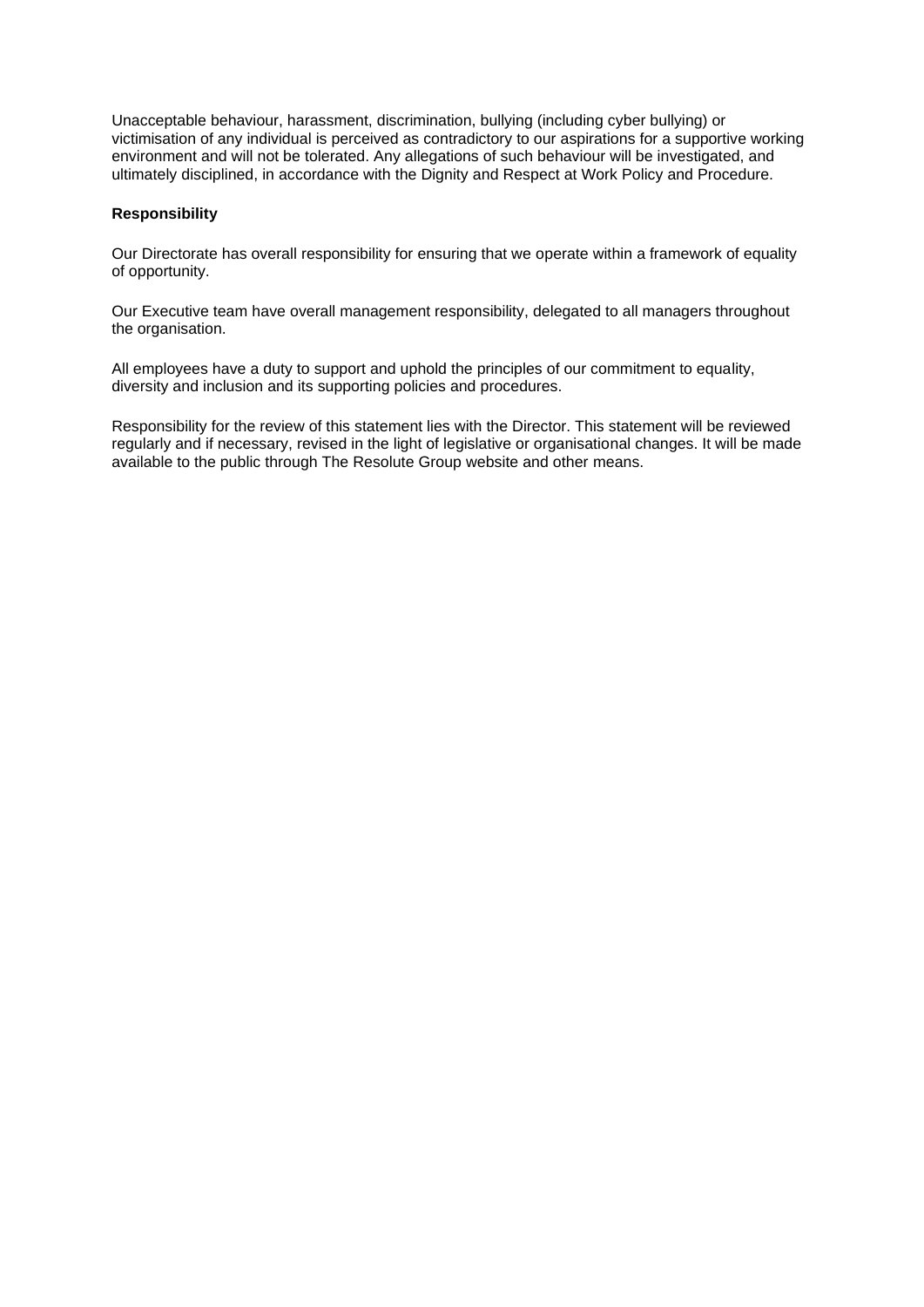Unacceptable behaviour, harassment, discrimination, bullying (including cyber bullying) or victimisation of any individual is perceived as contradictory to our aspirations for a supportive working environment and will not be tolerated. Any allegations of such behaviour will be investigated, and ultimately disciplined, in accordance with the Dignity and Respect at Work Policy and Procedure.

**Responsibility**

Our Directorate has overall responsibility for ensuring that we operate within a framework of equality of opportunity.

Our Executive team have overall management responsibility, delegated to all managers throughout the organisation.

All employees have a duty to support and uphold the principles of our commitment to equality, diversity and inclusion and its supporting policies and procedures.

Responsibility for the review of this statement lies with the Director. This statement will be reviewed regularly and if necessary, revised in the light of legislative or organisational changes. It will be made available to the public through The Resolute Group website and other means.